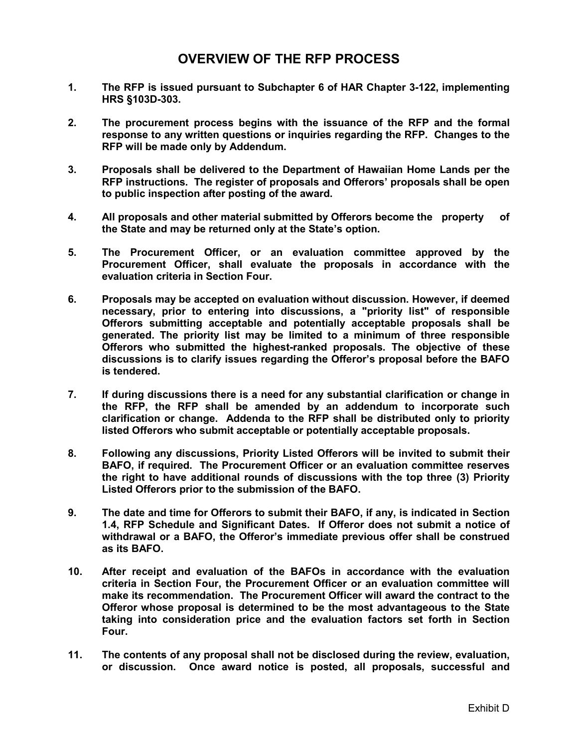# OVERVIEW OF THE RFP PROCESS

1. **The RFP is issued pursuant to Subchapter 6 of HAR Chapter 3-122, implementing HRS §103D-303.**

2. **The procurement process begins with the issuance of the RFP and the formal response to any written questions or inquiries regarding the RFP. Changes to the RFP will be made only by Addendum.**

3. **Proposals shall be delivered to the Department of Hawaiian Home Lands per the RFP instructions. The register of proposals and Offerors' proposals shall be open to public inspection after posting of the award.**

4. **All proposals and other material submitted by Offerors become the property of the State and may be returned only at the State's option.**

5. **The Procurement Officer, or an evaluation committee approved by the Procurement Officer, shall evaluate the proposals in accordance with the evaluation criteria in Section Four.**

6. **Proposals may be accepted on evaluation without discussion. However, if deemed necessary, prior to entering into discussions, a "priority list" of responsible Offerors submitting acceptable and potentially acceptable proposals shall be generated. The priority list may be limited to a minimum of three responsible Offerors who submitted the highest-ranked proposals. The objective of these discussions is to clarify issues regarding the Offeror's proposal before the BAFO is tendered.**

7. **If during discussions there is a need for any substantial clarification or change in the RFP, the RFP shall be amended by an addendum to incorporate such clarification or change. Addenda to the RFP shall be distributed only to priority listed Offerors who submit acceptable or potentially acceptable proposals.**

8. **Following any discussions, Priority Listed Offerors will be invited to submit their BAFO, if required. The Procurement Officer or an evaluation committee reserves the right to have additional rounds of discussions with the top three (3) Priority Listed Offerors prior to the submission of the BAFO.**

9. **The date and time for Offerors to submit their BAFO, if any, is indicated in Section 1.4, RFP Schedule and Significant Dates. If Offeror does not submit a notice of withdrawal or a BAFO, the Offeror's immediate previous offer shall be construed as its BAFO.**

10. **After receipt and evaluation of the BAFOs in accordance with the evaluation criteria in Section Four, the Procurement Officer or an evaluation committee will make its recommendation. The Procurement Officer will award the contract to the Offeror whose proposal is determined to be the most advantageous to the State taking into consideration price and the evaluation factors set forth in Section Four.**

11. **The contents of any proposal shall not be disclosed during the review, evaluation, or discussion. Once award notice is posted, all proposals, successful and**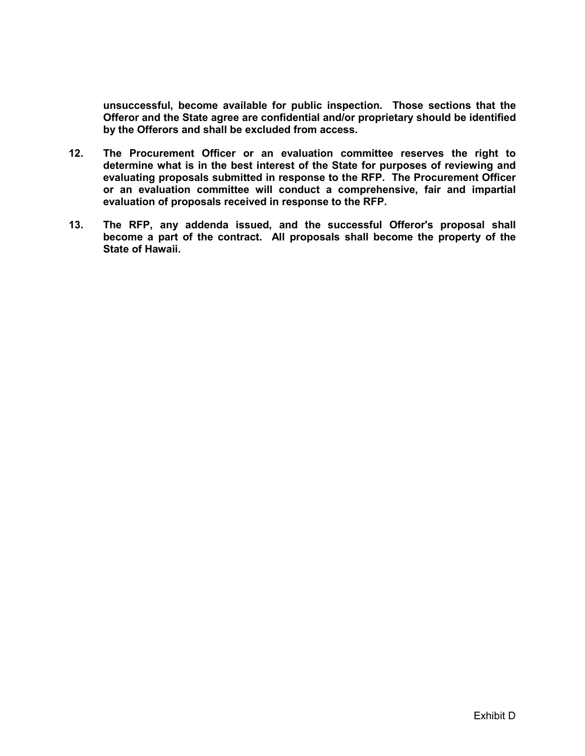**unsuccessful, become available for public inspection. Those sections that the Offeror and the State agree are confidential and/or proprietary should be identified by the Offerors and shall be excluded from access.**

12. **The Procurement Officer or an evaluation committee reserves the right to determine what is in the best interest of the State for purposes of reviewing and evaluating proposals submitted in response to the RFP. The Procurement Officer or an evaluation committee will conduct a comprehensive, fair and impartial evaluation of proposals received in response to the RFP.**

13. **The RFP, any addenda issued, and the successful Offeror's proposal shall become a part of the contract. All proposals shall become the property of the State of Hawaii.**

Exhibit D